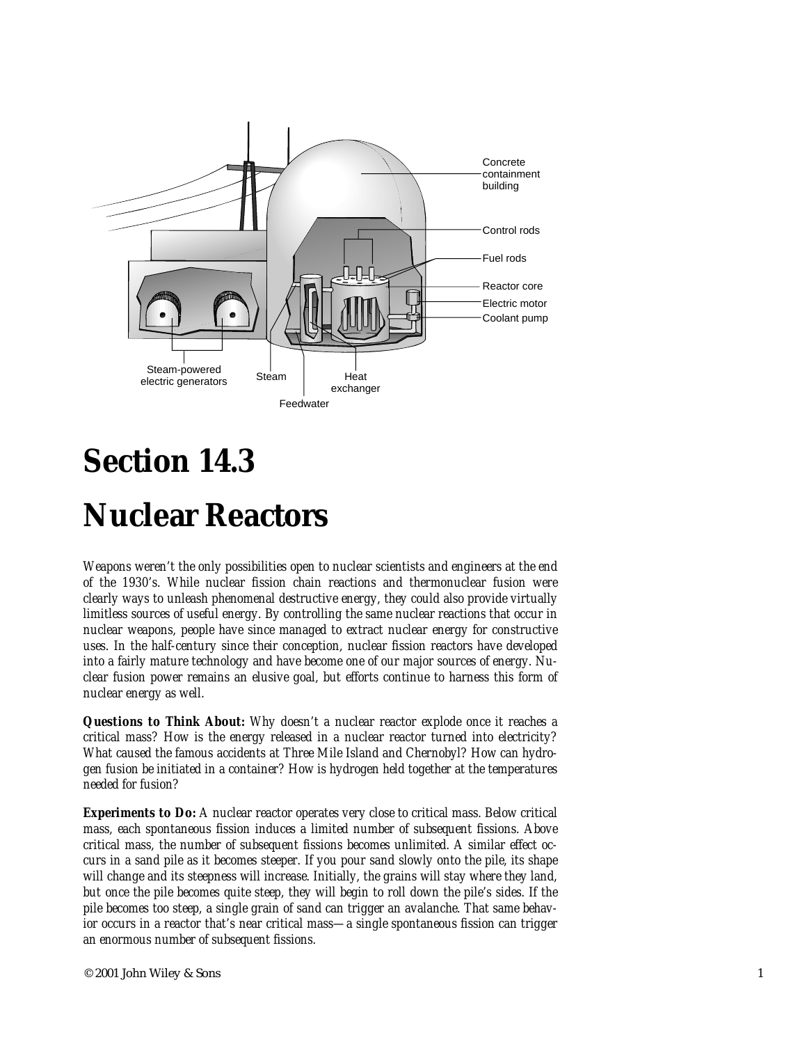# Section 14.3

# Nuclear Reactors

*Weapons weren't the only possibilities open to nuclear scientists and engineers at the end of the 1930's. While nuclear fission chain reactions and thermonuclear fusion were clearly ways to unleash phenomenal destructive energy, they could also provide virtually limitless sources of useful energy. By controlling the same nuclear reactions that occur in nuclear weapons, people have since managed to extract nuclear energy for constructive uses. In the half-century since their conception, nuclear fission reactors have developed into a fairly mature technology and have become one of our major sources of energy. Nuclear fusion power remains an elusive goal, but efforts continue to harness this form of nuclear energy as well.*

**Questions to Think About:** *Why doesn't a nuclear reactor explode once it reaches a critical mass? How is the energy released in a nuclear reactor turned into electricity? What caused the famous accidents at Three Mile Island and Chernobyl? How can hydrogen fusion be initiated in a container? How is hydrogen held together at the temperatures needed for fusion?*

**Experiments to Do:** *A nuclear reactor operates very close to critical mass. Below critical mass, each spontaneous fission induces a limited number of subsequent fissions. Above critical mass, the number of subsequent fissions becomes unlimited. A similar effect occurs in a sand pile as it becomes steeper. If you pour sand slowly onto the pile, its shape will change and its steepness will increase. Initially, the grains will stay where they land, but once the pile becomes quite steep, they will begin to roll down the pile's sides. If the pile becomes too steep, a single grain of sand can trigger an avalanche. That same behavior occurs in a reactor that's near critical mass—a single spontaneous fission can trigger an enormous number of subsequent fissions.*

© 2001 John Wiley & Sons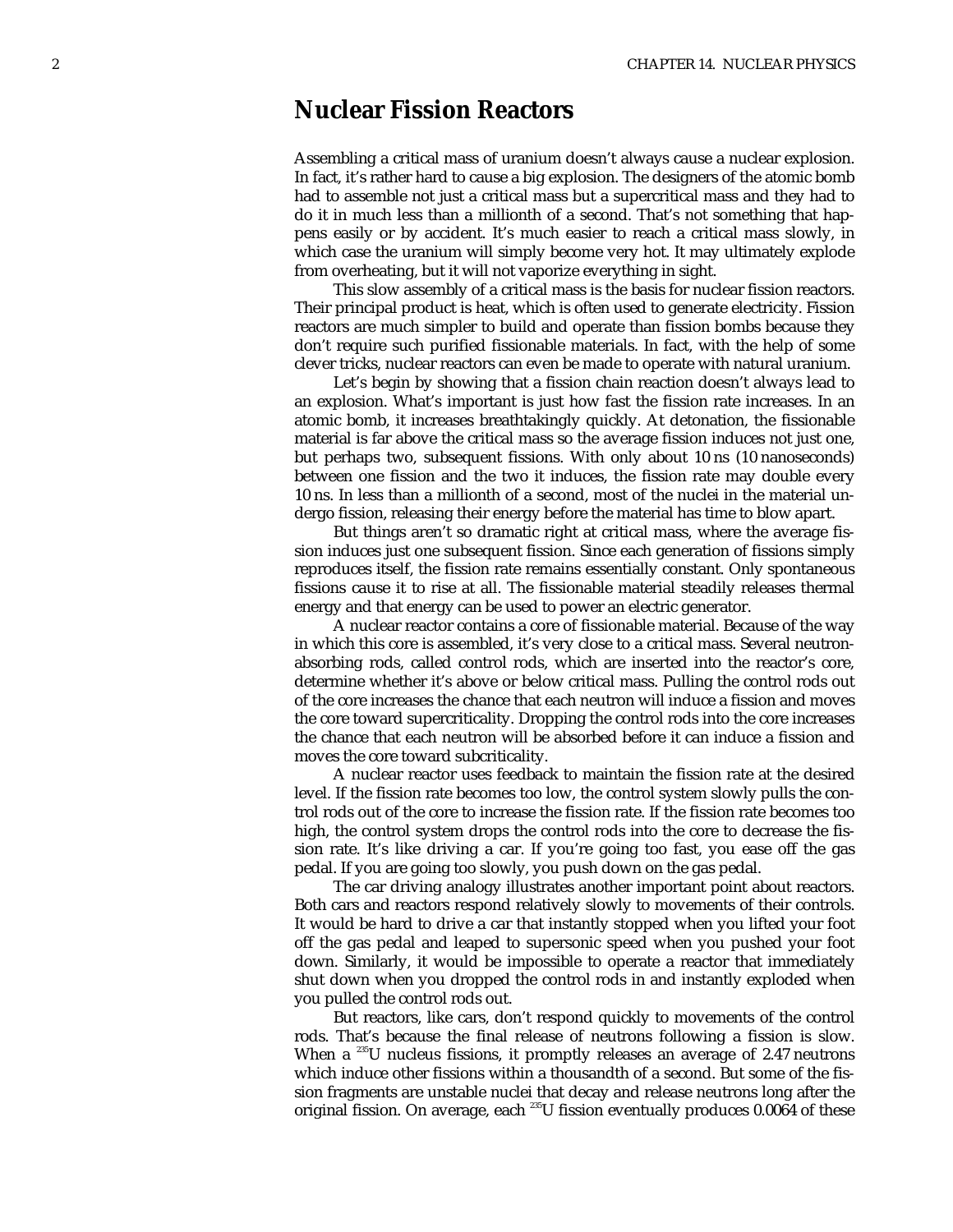# Nuclear Fission Reactors

Assembling a critical mass of uranium doesn't always cause a nuclear explosion. In fact, it's rather hard to cause a big explosion. The designers of the atomic bomb had to assemble not just a critical mass but a supercritical mass and they had to do it in much less than a millionth of a second. That's not something that happens easily or by accident. It's much easier to reach a critical mass slowly, in which case the uranium will simply become very hot. It may ultimately explode from overheating, but it will not vaporize everything in sight.

This slow assembly of a critical mass is the basis for nuclear fission reactors. Their principal product is heat, which is often used to generate electricity. Fission reactors are much simpler to build and operate than fission bombs because they don't require such purified fissionable materials. In fact, with the help of some clever tricks, nuclear reactors can even be made to operate with natural uranium.

Let's begin by showing that a fission chain reaction doesn't always lead to an explosion. What's important is just how fast the fission rate increases. In an atomic bomb, it increases breathtakingly quickly. At detonation, the fissionable material is far above the critical mass so the average fission induces not just one, but perhaps two, subsequent fissions. With only about 10 ns (10 nanoseconds) between one fission and the two it induces, the fission rate may double every 10 ns. In less than a millionth of a second, most of the nuclei in the material undergo fission, releasing their energy before the material has time to blow apart.

But things aren't so dramatic right at critical mass, where the average fission induces just one subsequent fission. Since each generation of fissions simply reproduces itself, the fission rate remains essentially constant. Only spontaneous fissions cause it to rise at all. The fissionable material steadily releases thermal energy and that energy can be used to power an electric generator.

A nuclear reactor contains a core of fissionable material. Because of the way in which this core is assembled, it's very close to a critical mass. Several neutron-absorbing rods, called control rods, which are inserted into the reactor's core, determine whether it's above or below critical mass. Pulling the control rods out of the core increases the chance that each neutron will induce a fission and moves the core toward supercriticality. Dropping the control rods into the core increases the chance that each neutron will be absorbed before it can induce a fission and moves the core toward subcriticality.

A nuclear reactor uses feedback to maintain the fission rate at the desired level. If the fission rate becomes too low, the control system slowly pulls the control rods out of the core to increase the fission rate. If the fission rate becomes too high, the control system drops the control rods into the core to decrease the fission rate. It's like driving a car. If you're going too fast, you ease off the gas pedal. If you are going too slowly, you push down on the gas pedal.

The car driving analogy illustrates another important point about reactors. Both cars and reactors respond relatively slowly to movements of their controls. It would be hard to drive a car that instantly stopped when you lifted your foot off the gas pedal and leaped to supersonic speed when you pushed your foot down. Similarly, it would be impossible to operate a reactor that immediately shut down when you dropped the control rods in and instantly exploded when you pulled the control rods out.

But reactors, like cars, don't respond quickly to movements of the control rods. That's because the final release of neutrons following a fission is slow. When a $^{235}$U nucleus fissions, it promptly releases an average of 2.47 neutrons which induce other fissions within a thousandth of a second. But some of the fission fragments are unstable nuclei that decay and release neutrons long after the original fission. On average, each $^{235}$U fission eventually produces 0.0064 of these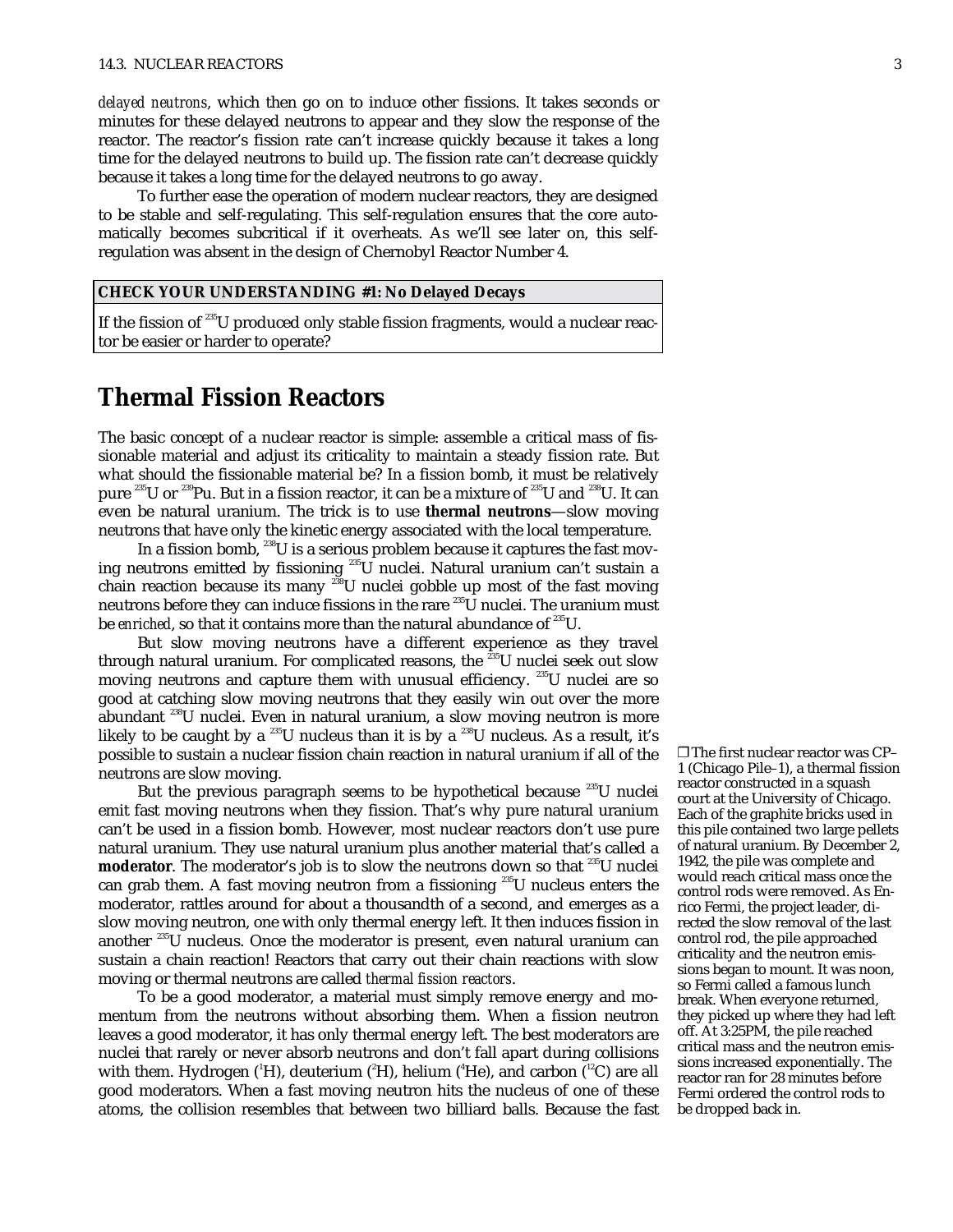*delayed neutrons*, which then go on to induce other fissions. It takes seconds or minutes for these delayed neutrons to appear and they slow the response of the reactor. The reactor's fission rate can't increase quickly because it takes a long time for the delayed neutrons to build up. The fission rate can't decrease quickly because it takes a long time for the delayed neutrons to go away.

To further ease the operation of modern nuclear reactors, they are designed to be stable and self-regulating. This self-regulation ensures that the core automatically becomes subcritical if it overheats. As we'll see later on, this self-regulation was absent in the design of Chernobyl Reactor Number 4.

**CHECK YOUR UNDERSTANDING #1: No Delayed Decays**

If the fission of $^{235}$U produced only stable fission fragments, would a nuclear reactor be easier or harder to operate?

## Thermal Fission Reactors

The basic concept of a nuclear reactor is simple: assemble a critical mass of fissionable material and adjust its criticality to maintain a steady fission rate. But what should the fissionable material be? In a fission bomb, it must be relatively pure $^{235}$U or $^{239}$Pu. But in a fission reactor, it can be a mixture of $^{235}$U and $^{238}$U. It can even be natural uranium. The trick is to use **thermal neutrons**—slow moving neutrons that have only the kinetic energy associated with the local temperature.

In a fission bomb, $^{238}$U is a serious problem because it captures the fast moving neutrons emitted by fissioning $^{235}$U nuclei. Natural uranium can't sustain a chain reaction because its many $^{238}$U nuclei gobble up most of the fast moving neutrons before they can induce fissions in the rare $^{235}$U nuclei. The uranium must be *enriched*, so that it contains more than the natural abundance of $^{235}$U.

But slow moving neutrons have a different experience as they travel through natural uranium. For complicated reasons, the $^{235}$U nuclei seek out slow moving neutrons and capture them with unusual efficiency. $^{235}$U nuclei are so good at catching slow moving neutrons that they easily win out over the more abundant $^{238}$U nuclei. Even in natural uranium, a slow moving neutron is more likely to be caught by a $^{235}$U nucleus than it is by a $^{238}$U nucleus. As a result, it's possible to sustain a nuclear fission chain reaction in natural uranium if all of the neutrons are slow moving.

But the previous paragraph seems to be hypothetical because $^{235}$U nuclei emit fast moving neutrons when they fission. That's why pure natural uranium can't be used in a fission bomb. However, most nuclear reactors don't use pure natural uranium. They use natural uranium plus another material that's called a **moderator**. The moderator's job is to slow the neutrons down so that $^{235}$U nuclei can grab them. A fast moving neutron from a fissioning $^{235}$U nucleus enters the moderator, rattles around for about a thousandth of a second, and emerges as a slow moving neutron, one with only thermal energy left. It then induces fission in another $^{235}$U nucleus. Once the moderator is present, even natural uranium can sustain a chain reaction! Reactors that carry out their chain reactions with slow moving or thermal neutrons are called *thermal fission reactors*.

To be a good moderator, a material must simply remove energy and momentum from the neutrons without absorbing them. When a fission neutron leaves a good moderator, it has only thermal energy left. The best moderators are nuclei that rarely or never absorb neutrons and don't fall apart during collisions with them. Hydrogen ($^{1}$H), deuterium ($^{2}$H), helium ($^{4}$He), and carbon ($^{12}$C) are all good moderators. When a fast moving neutron hits the nucleus of one of these atoms, the collision resembles that between two billiard balls. Because the fast

❒ The first nuclear reactor was CP–1 (Chicago Pile–1), a thermal fission reactor constructed in a squash court at the University of Chicago. Each of the graphite bricks used in this pile contained two large pellets of natural uranium. By December 2, 1942, the pile was complete and would reach critical mass once the control rods were removed. As Enrico Fermi, the project leader, directed the slow removal of the last control rod, the pile approached criticality and the neutron emissions began to mount. It was noon, so Fermi called a famous lunch break. When everyone returned, they picked up where they had left off. At 3:25PM, the pile reached critical mass and the neutron emissions increased exponentially. The reactor ran for 28 minutes before Fermi ordered the control rods to be dropped back in.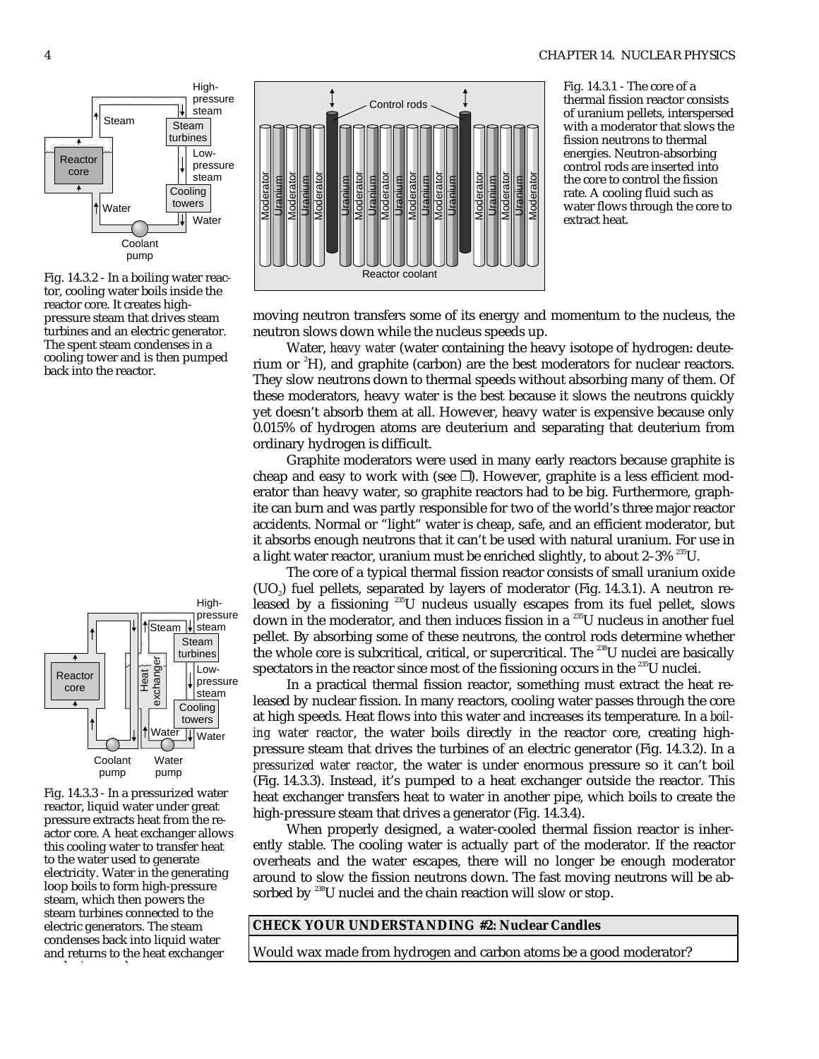Fig. 14.3.2 - In a boiling water reactor, cooling water boils inside the reactor core. It creates high-pressure steam that drives steam turbines and an electric generator. The spent steam condenses in a cooling tower and is then pumped back into the reactor.

Fig. 14.3.1 - The core of a thermal fission reactor consists of uranium pellets, interspersed with a moderator that slows the fission neutrons to thermal energies. Neutron-absorbing control rods are inserted into the core to control the fission rate. A cooling fluid such as water flows through the core to extract heat.

moving neutron transfers some of its energy and momentum to the nucleus, the neutron slows down while the nucleus speeds up.

Water, *heavy water* (water containing the heavy isotope of hydrogen: deuterium or $^{2}H$), and graphite (carbon) are the best moderators for nuclear reactors. They slow neutrons down to thermal speeds without absorbing many of them. Of these moderators, heavy water is the best because it slows the neutrons quickly yet doesn't absorb them at all. However, heavy water is expensive because only 0.015% of hydrogen atoms are deuterium and separating that deuterium from ordinary hydrogen is difficult.

Graphite moderators were used in many early reactors because graphite is cheap and easy to work with (see ❐). However, graphite is a less efficient moderator than heavy water, so graphite reactors had to be big. Furthermore, graphite can burn and was partly responsible for two of the world's three major reactor accidents. Normal or "light" water is cheap, safe, and an efficient moderator, but it absorbs enough neutrons that it can't be used with natural uranium. For use in a light water reactor, uranium must be enriched slightly, to about 2–3% $^{235}U$.

The core of a typical thermal fission reactor consists of small uranium oxide ($UO_2$) fuel pellets, separated by layers of moderator (Fig. 14.3.1). A neutron released by a fissioning $^{235}U$ nucleus usually escapes from its fuel pellet, slows down in the moderator, and then induces fission in a $^{235}U$ nucleus in another fuel pellet. By absorbing some of these neutrons, the control rods determine whether the whole core is subcritical, critical, or supercritical. The $^{238}U$ nuclei are basically spectators in the reactor since most of the fissioning occurs in the $^{235}U$ nuclei.

In a practical thermal fission reactor, something must extract the heat released by nuclear fission. In many reactors, cooling water passes through the core at high speeds. Heat flows into this water and increases its temperature. In a *boiling water reactor*, the water boils directly in the reactor core, creating high-pressure steam that drives the turbines of an electric generator (Fig. 14.3.2). In a *pressurized water reactor*, the water is under enormous pressure so it can't boil (Fig. 14.3.3). Instead, it's pumped to a heat exchanger outside the reactor. This heat exchanger transfers heat to water in another pipe, which boils to create the high-pressure steam that drives a generator (Fig. 14.3.4).

When properly designed, a water-cooled thermal fission reactor is inherently stable. The cooling water is actually part of the moderator. If the reactor overheats and the water escapes, there will no longer be enough moderator around to slow the fission neutrons down. The fast moving neutrons will be absorbed by $^{238}U$ nuclei and the chain reaction will slow or stop.

Fig. 14.3.3 - In a pressurized water reactor, liquid water under great pressure extracts heat from the reactor core. A heat exchanger allows this cooling water to transfer heat to the water used to generate electricity. Water in the generating loop boils to form high-pressure steam, which then powers the steam turbines connected to the electric generators. The steam condenses back into liquid water and returns to the heat exchanger

**CHECK YOUR UNDERSTANDING #2: Nuclear Candles**

Would wax made from hydrogen and carbon atoms be a good moderator?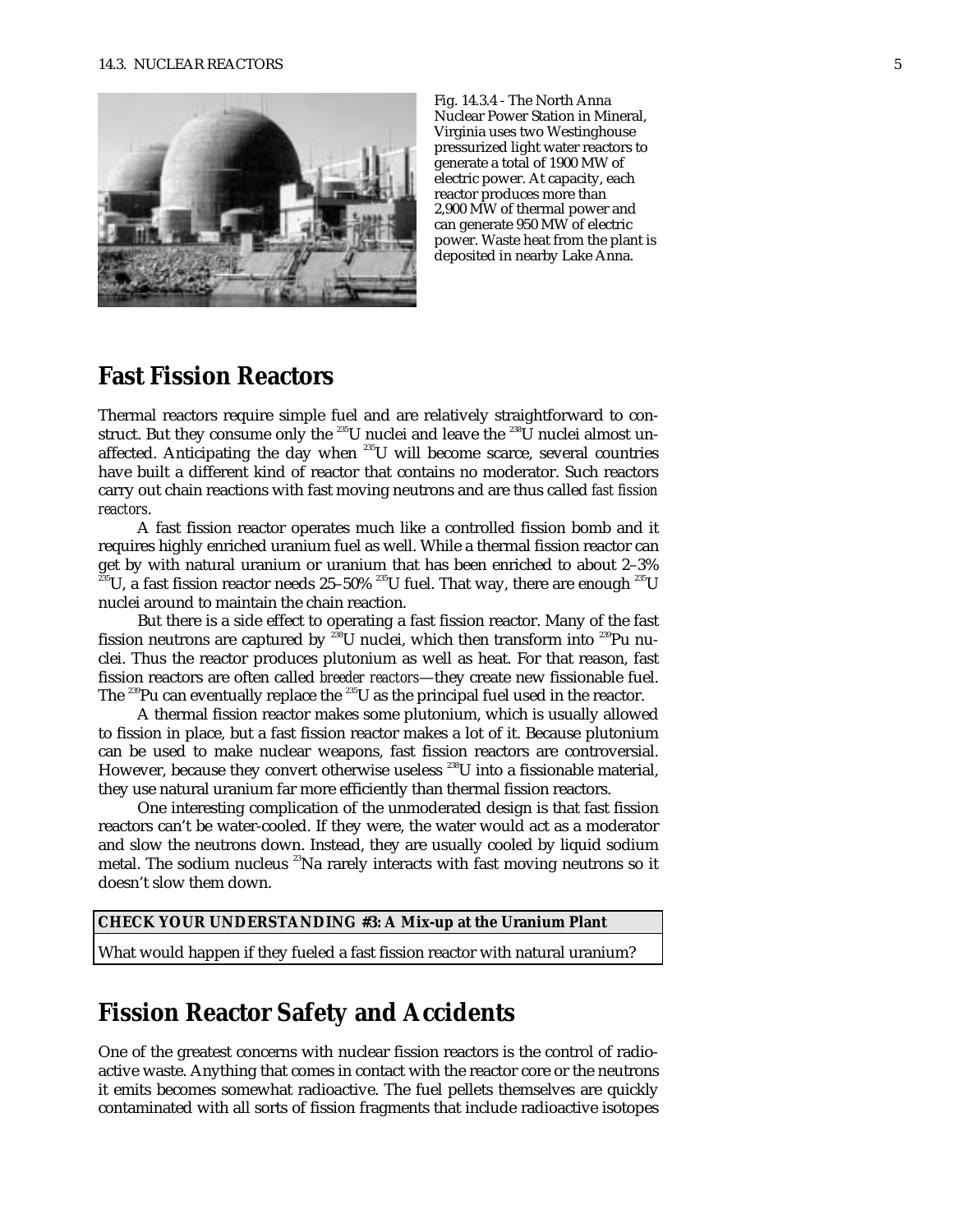Fig. 14.3.4 - The North Anna Nuclear Power Station in Mineral, Virginia uses two Westinghouse pressurized light water reactors to generate a total of 1900 MW of electric power. At capacity, each reactor produces more than 2,900 MW of thermal power and can generate 950 MW of electric power. Waste heat from the plant is deposited in nearby Lake Anna.

## Fast Fission Reactors

Thermal reactors require simple fuel and are relatively straightforward to construct. But they consume only the $^{235}$U nuclei and leave the $^{238}$U nuclei almost unaffected. Anticipating the day when $^{235}$U will become scarce, several countries have built a different kind of reactor that contains no moderator. Such reactors carry out chain reactions with fast moving neutrons and are thus called *fast fission reactors*.

A fast fission reactor operates much like a controlled fission bomb and it requires highly enriched uranium fuel as well. While a thermal fission reactor can get by with natural uranium or uranium that has been enriched to about 2–3% $^{235}$U, a fast fission reactor needs 25–50% $^{235}$U fuel. That way, there are enough $^{235}$U nuclei around to maintain the chain reaction.

But there is a side effect to operating a fast fission reactor. Many of the fast fission neutrons are captured by $^{238}$U nuclei, which then transform into $^{239}$Pu nuclei. Thus the reactor produces plutonium as well as heat. For that reason, fast fission reactors are often called *breeder reactors*—they create new fissionable fuel. The $^{239}$Pu can eventually replace the $^{235}$U as the principal fuel used in the reactor.

A thermal fission reactor makes some plutonium, which is usually allowed to fission in place, but a fast fission reactor makes a lot of it. Because plutonium can be used to make nuclear weapons, fast fission reactors are controversial. However, because they convert otherwise useless $^{238}$U into a fissionable material, they use natural uranium far more efficiently than thermal fission reactors.

One interesting complication of the unmoderated design is that fast fission reactors can't be water-cooled. If they were, the water would act as a moderator and slow the neutrons down. Instead, they are usually cooled by liquid sodium metal. The sodium nucleus $^{23}$Na rarely interacts with fast moving neutrons so it doesn't slow them down.

**CHECK YOUR UNDERSTANDING #3: A Mix-up at the Uranium Plant**

What would happen if they fueled a fast fission reactor with natural uranium?

## Fission Reactor Safety and Accidents

One of the greatest concerns with nuclear fission reactors is the control of radioactive waste. Anything that comes in contact with the reactor core or the neutrons it emits becomes somewhat radioactive. The fuel pellets themselves are quickly contaminated with all sorts of fission fragments that include radioactive isotopes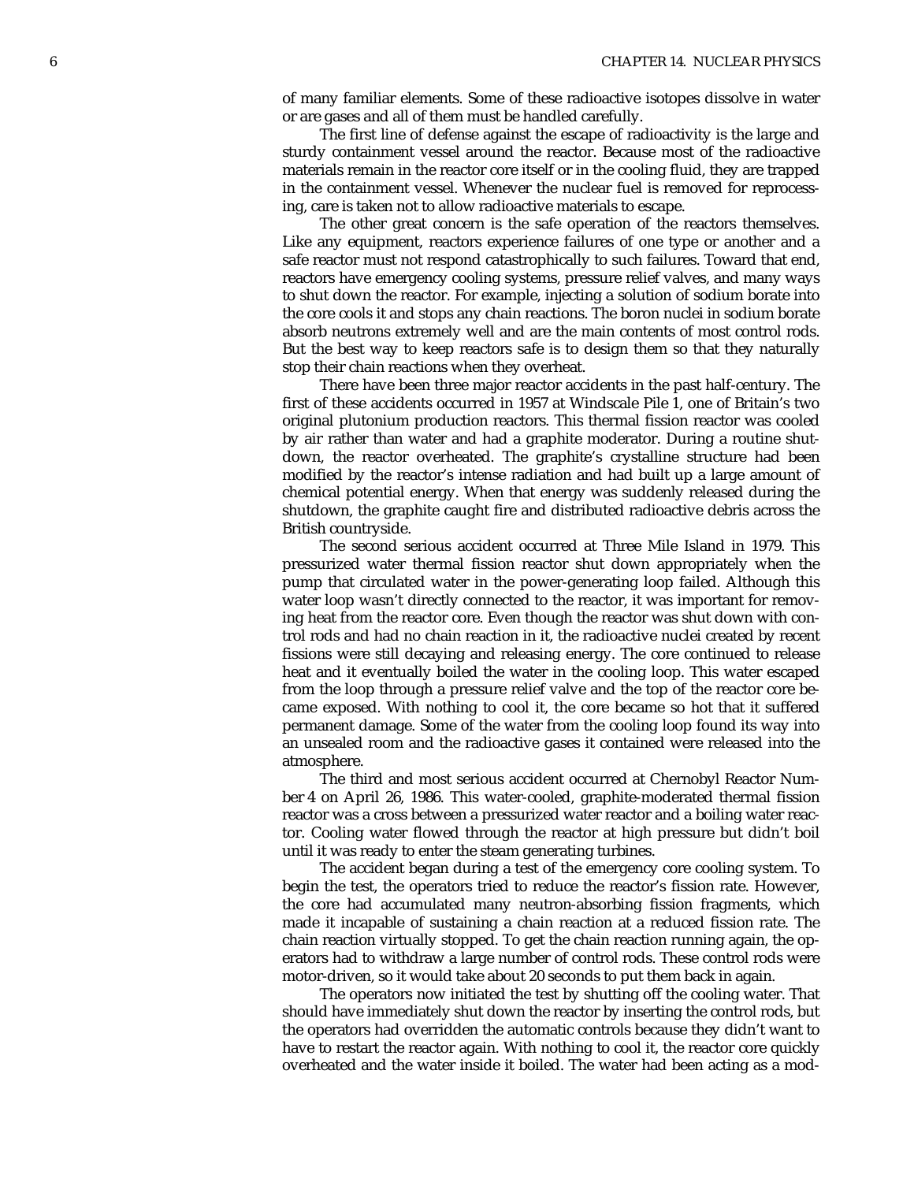of many familiar elements. Some of these radioactive isotopes dissolve in water or are gases and all of them must be handled carefully.

The first line of defense against the escape of radioactivity is the large and sturdy containment vessel around the reactor. Because most of the radioactive materials remain in the reactor core itself or in the cooling fluid, they are trapped in the containment vessel. Whenever the nuclear fuel is removed for reprocessing, care is taken not to allow radioactive materials to escape.

The other great concern is the safe operation of the reactors themselves. Like any equipment, reactors experience failures of one type or another and a safe reactor must not respond catastrophically to such failures. Toward that end, reactors have emergency cooling systems, pressure relief valves, and many ways to shut down the reactor. For example, injecting a solution of sodium borate into the core cools it and stops any chain reactions. The boron nuclei in sodium borate absorb neutrons extremely well and are the main contents of most control rods. But the best way to keep reactors safe is to design them so that they naturally stop their chain reactions when they overheat.

There have been three major reactor accidents in the past half-century. The first of these accidents occurred in 1957 at Windscale Pile 1, one of Britain's two original plutonium production reactors. This thermal fission reactor was cooled by air rather than water and had a graphite moderator. During a routine shutdown, the reactor overheated. The graphite's crystalline structure had been modified by the reactor's intense radiation and had built up a large amount of chemical potential energy. When that energy was suddenly released during the shutdown, the graphite caught fire and distributed radioactive debris across the British countryside.

The second serious accident occurred at Three Mile Island in 1979. This pressurized water thermal fission reactor shut down appropriately when the pump that circulated water in the power-generating loop failed. Although this water loop wasn't directly connected to the reactor, it was important for removing heat from the reactor core. Even though the reactor was shut down with control rods and had no chain reaction in it, the radioactive nuclei created by recent fissions were still decaying and releasing energy. The core continued to release heat and it eventually boiled the water in the cooling loop. This water escaped from the loop through a pressure relief valve and the top of the reactor core became exposed. With nothing to cool it, the core became so hot that it suffered permanent damage. Some of the water from the cooling loop found its way into an unsealed room and the radioactive gases it contained were released into the atmosphere.

The third and most serious accident occurred at Chernobyl Reactor Number 4 on April 26, 1986. This water-cooled, graphite-moderated thermal fission reactor was a cross between a pressurized water reactor and a boiling water reactor. Cooling water flowed through the reactor at high pressure but didn't boil until it was ready to enter the steam generating turbines.

The accident began during a test of the emergency core cooling system. To begin the test, the operators tried to reduce the reactor's fission rate. However, the core had accumulated many neutron-absorbing fission fragments, which made it incapable of sustaining a chain reaction at a reduced fission rate. The chain reaction virtually stopped. To get the chain reaction running again, the operators had to withdraw a large number of control rods. These control rods were motor-driven, so it would take about 20 seconds to put them back in again.

The operators now initiated the test by shutting off the cooling water. That should have immediately shut down the reactor by inserting the control rods, but the operators had overridden the automatic controls because they didn't want to have to restart the reactor again. With nothing to cool it, the reactor core quickly overheated and the water inside it boiled. The water had been acting as a mod-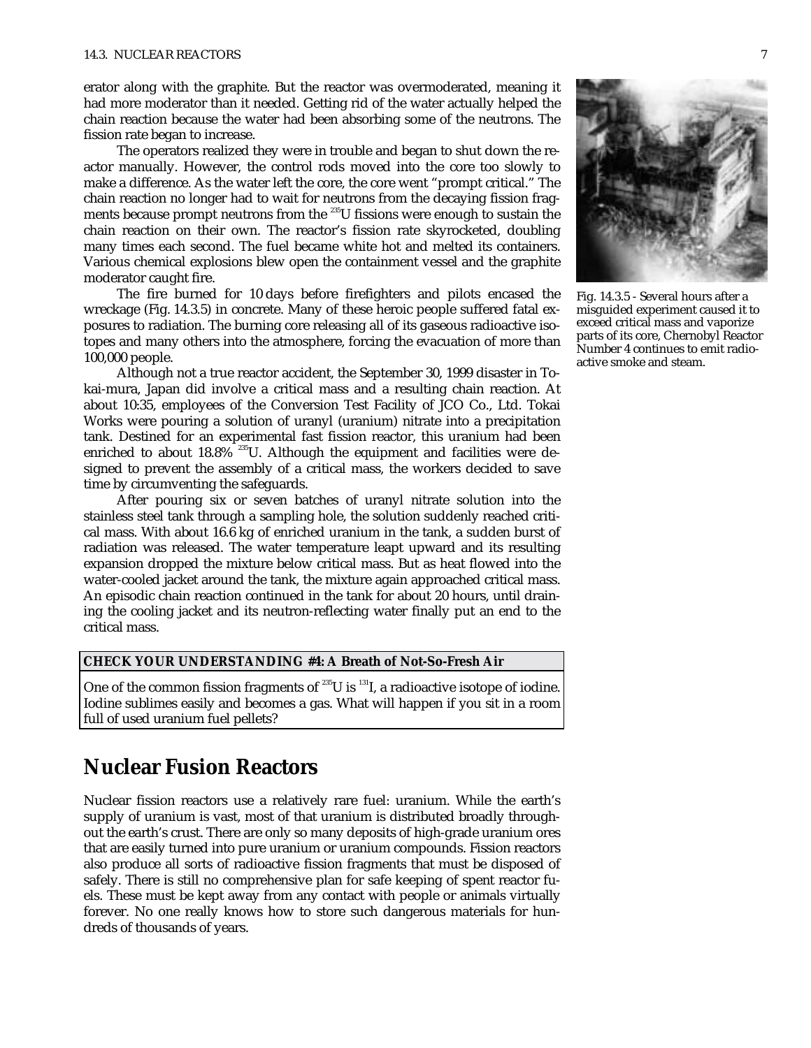erator along with the graphite. But the reactor was overmoderated, meaning it had more moderator than it needed. Getting rid of the water actually helped the chain reaction because the water had been absorbing some of the neutrons. The fission rate began to increase.

The operators realized they were in trouble and began to shut down the reactor manually. However, the control rods moved into the core too slowly to make a difference. As the water left the core, the core went "prompt critical." The chain reaction no longer had to wait for neutrons from the decaying fission fragments because prompt neutrons from the $^{235}U$ fissions were enough to sustain the chain reaction on their own. The reactor's fission rate skyrocketed, doubling many times each second. The fuel became white hot and melted its containers. Various chemical explosions blew open the containment vessel and the graphite moderator caught fire.

The fire burned for 10 days before firefighters and pilots encased the wreckage (Fig. 14.3.5) in concrete. Many of these heroic people suffered fatal exposures to radiation. The burning core releasing all of its gaseous radioactive isotopes and many others into the atmosphere, forcing the evacuation of more than 100,000 people.

Fig. 14.3.5 - Several hours after a misguided experiment caused it to exceed critical mass and vaporize parts of its core, Chernobyl Reactor Number 4 continues to emit radioactive smoke and steam.

Although not a true reactor accident, the September 30, 1999 disaster in Tokai-mura, Japan did involve a critical mass and a resulting chain reaction. At about 10:35, employees of the Conversion Test Facility of JCO Co., Ltd. Tokai Works were pouring a solution of uranyl (uranium) nitrate into a precipitation tank. Destined for an experimental fast fission reactor, this uranium had been enriched to about 18.8% $^{235}U$. Although the equipment and facilities were designed to prevent the assembly of a critical mass, the workers decided to save time by circumventing the safeguards.

After pouring six or seven batches of uranyl nitrate solution into the stainless steel tank through a sampling hole, the solution suddenly reached critical mass. With about 16.6 kg of enriched uranium in the tank, a sudden burst of radiation was released. The water temperature leapt upward and its resulting expansion dropped the mixture below critical mass. But as heat flowed into the water-cooled jacket around the tank, the mixture again approached critical mass. An episodic chain reaction continued in the tank for about 20 hours, until draining the cooling jacket and its neutron-reflecting water finally put an end to the critical mass.

**CHECK YOUR UNDERSTANDING #4: A Breath of Not-So-Fresh Air**

One of the common fission fragments of $^{235}U$ is $^{131}I$, a radioactive isotope of iodine. Iodine sublimes easily and becomes a gas. What will happen if you sit in a room full of used uranium fuel pellets?

## Nuclear Fusion Reactors

Nuclear fission reactors use a relatively rare fuel: uranium. While the earth's supply of uranium is vast, most of that uranium is distributed broadly throughout the earth's crust. There are only so many deposits of high-grade uranium ores that are easily turned into pure uranium or uranium compounds. Fission reactors also produce all sorts of radioactive fission fragments that must be disposed of safely. There is still no comprehensive plan for safe keeping of spent reactor fuels. These must be kept away from any contact with people or animals virtually forever. No one really knows how to store such dangerous materials for hundreds of thousands of years.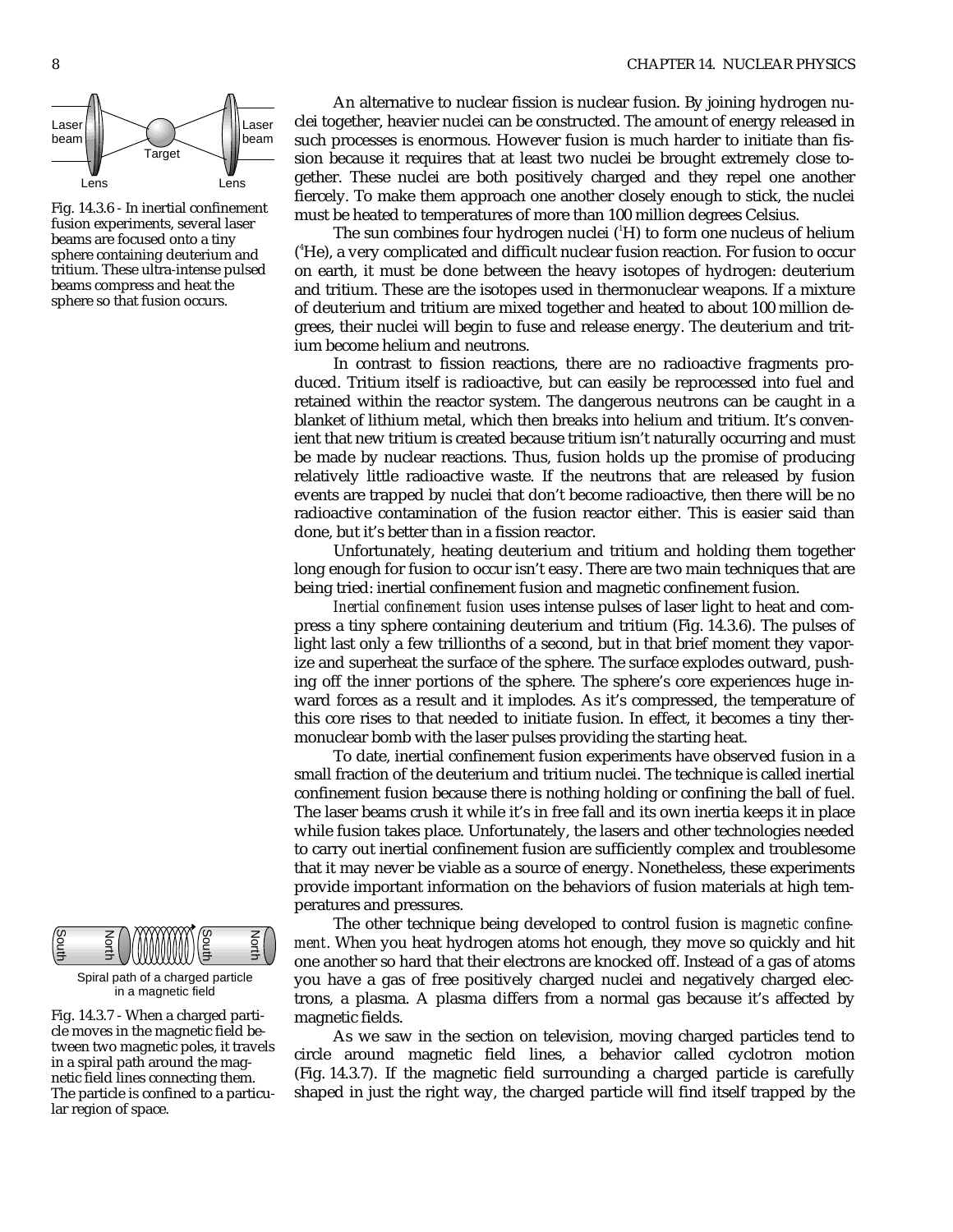Laser beam

Target

Laser beam

Lens

Lens

Fig. 14.3.6 - In inertial confinement fusion experiments, several laser beams are focused onto a tiny sphere containing deuterium and tritium. These ultra-intense pulsed beams compress and heat the sphere so that fusion occurs.

An alternative to nuclear fission is nuclear fusion. By joining hydrogen nuclei together, heavier nuclei can be constructed. The amount of energy released in such processes is enormous. However fusion is much harder to initiate than fission because it requires that at least two nuclei be brought extremely close together. These nuclei are both positively charged and they repel one another fiercely. To make them approach one another closely enough to stick, the nuclei must be heated to temperatures of more than 100 million degrees Celsius.

The sun combines four hydrogen nuclei ($^{1}H$) to form one nucleus of helium ($^{4}He$), a very complicated and difficult nuclear fusion reaction. For fusion to occur on earth, it must be done between the heavy isotopes of hydrogen: deuterium and tritium. These are the isotopes used in thermonuclear weapons. If a mixture of deuterium and tritium are mixed together and heated to about 100 million degrees, their nuclei will begin to fuse and release energy. The deuterium and tritium become helium and neutrons.

In contrast to fission reactions, there are no radioactive fragments produced. Tritium itself is radioactive, but can easily be reprocessed into fuel and retained within the reactor system. The dangerous neutrons can be caught in a blanket of lithium metal, which then breaks into helium and tritium. It's convenient that new tritium is created because tritium isn't naturally occurring and must be made by nuclear reactions. Thus, fusion holds up the promise of producing relatively little radioactive waste. If the neutrons that are released by fusion events are trapped by nuclei that don't become radioactive, then there will be no radioactive contamination of the fusion reactor either. This is easier said than done, but it's better than in a fission reactor.

Unfortunately, heating deuterium and tritium and holding them together long enough for fusion to occur isn't easy. There are two main techniques that are being tried: inertial confinement fusion and magnetic confinement fusion.

*Inertial confinement fusion* uses intense pulses of laser light to heat and compress a tiny sphere containing deuterium and tritium (Fig. 14.3.6). The pulses of light last only a few trillionths of a second, but in that brief moment they vaporize and superheat the surface of the sphere. The surface explodes outward, pushing off the inner portions of the sphere. The sphere's core experiences huge inward forces as a result and it implodes. As it's compressed, the temperature of this core rises to that needed to initiate fusion. In effect, it becomes a tiny thermonuclear bomb with the laser pulses providing the starting heat.

To date, inertial confinement fusion experiments have observed fusion in a small fraction of the deuterium and tritium nuclei. The technique is called inertial confinement fusion because there is nothing holding or confining the ball of fuel. The laser beams crush it while it's in free fall and its own inertia keeps it in place while fusion takes place. Unfortunately, the lasers and other technologies needed to carry out inertial confinement fusion are sufficiently complex and troublesome that it may never be viable as a source of energy. Nonetheless, these experiments provide important information on the behaviors of fusion materials at high temperatures and pressures.

South North South North

Spiral path of a charged particle in a magnetic field

Fig. 14.3.7 - When a charged particle moves in the magnetic field between two magnetic poles, it travels in a spiral path around the magnetic field lines connecting them. The particle is confined to a particular region of space.

The other technique being developed to control fusion is *magnetic confinement*. When you heat hydrogen atoms hot enough, they move so quickly and hit one another so hard that their electrons are knocked off. Instead of a gas of atoms you have a gas of free positively charged nuclei and negatively charged electrons, a plasma. A plasma differs from a normal gas because it's affected by magnetic fields.

As we saw in the section on television, moving charged particles tend to circle around magnetic field lines, a behavior called cyclotron motion (Fig. 14.3.7). If the magnetic field surrounding a charged particle is carefully shaped in just the right way, the charged particle will find itself trapped by the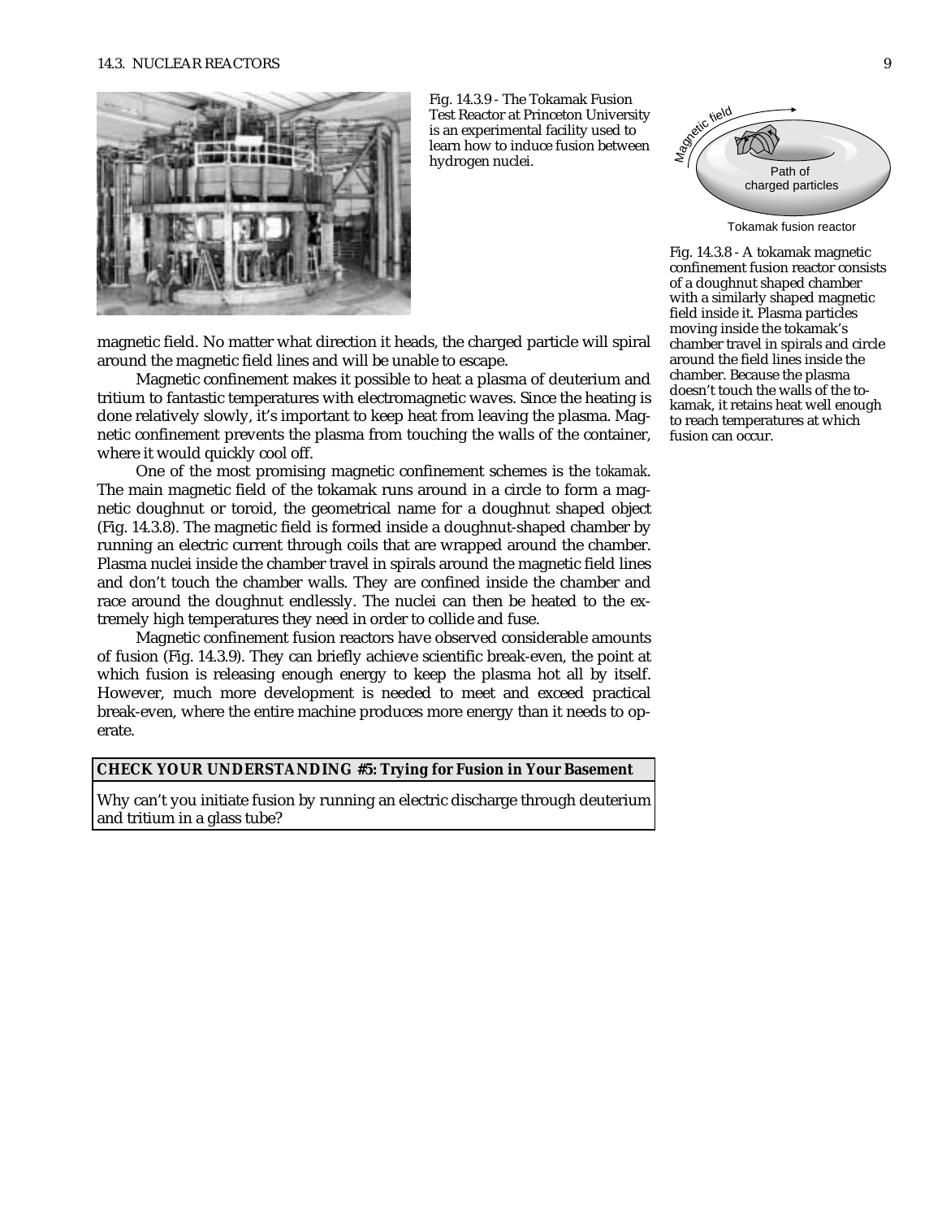Fig. 14.3.9 - The Tokamak Fusion Test Reactor at Princeton University is an experimental facility used to learn how to induce fusion between hydrogen nuclei.

Magnetic field

Path of charged particles

Tokamak fusion reactor

Fig. 14.3.8 - A tokamak magnetic confinement fusion reactor consists of a doughnut shaped chamber with a similarly shaped magnetic field inside it. Plasma particles moving inside the tokamak's chamber travel in spirals and circle around the field lines inside the chamber. Because the plasma doesn't touch the walls of the tokamak, it retains heat well enough to reach temperatures at which fusion can occur.

magnetic field. No matter what direction it heads, the charged particle will spiral around the magnetic field lines and will be unable to escape.

Magnetic confinement makes it possible to heat a plasma of deuterium and tritium to fantastic temperatures with electromagnetic waves. Since the heating is done relatively slowly, it's important to keep heat from leaving the plasma. Magnetic confinement prevents the plasma from touching the walls of the container, where it would quickly cool off.

One of the most promising magnetic confinement schemes is the *tokamak*. The main magnetic field of the tokamak runs around in a circle to form a magnetic doughnut or toroid, the geometrical name for a doughnut shaped object (Fig. 14.3.8). The magnetic field is formed inside a doughnut-shaped chamber by running an electric current through coils that are wrapped around the chamber. Plasma nuclei inside the chamber travel in spirals around the magnetic field lines and don't touch the chamber walls. They are confined inside the chamber and race around the doughnut endlessly. The nuclei can then be heated to the extremely high temperatures they need in order to collide and fuse.

Magnetic confinement fusion reactors have observed considerable amounts of fusion (Fig. 14.3.9). They can briefly achieve scientific break-even, the point at which fusion is releasing enough energy to keep the plasma hot all by itself. However, much more development is needed to meet and exceed practical break-even, where the entire machine produces more energy than it needs to operate.

**CHECK YOUR UNDERSTANDING #5: Trying for Fusion in Your Basement**

Why can't you initiate fusion by running an electric discharge through deuterium and tritium in a glass tube?